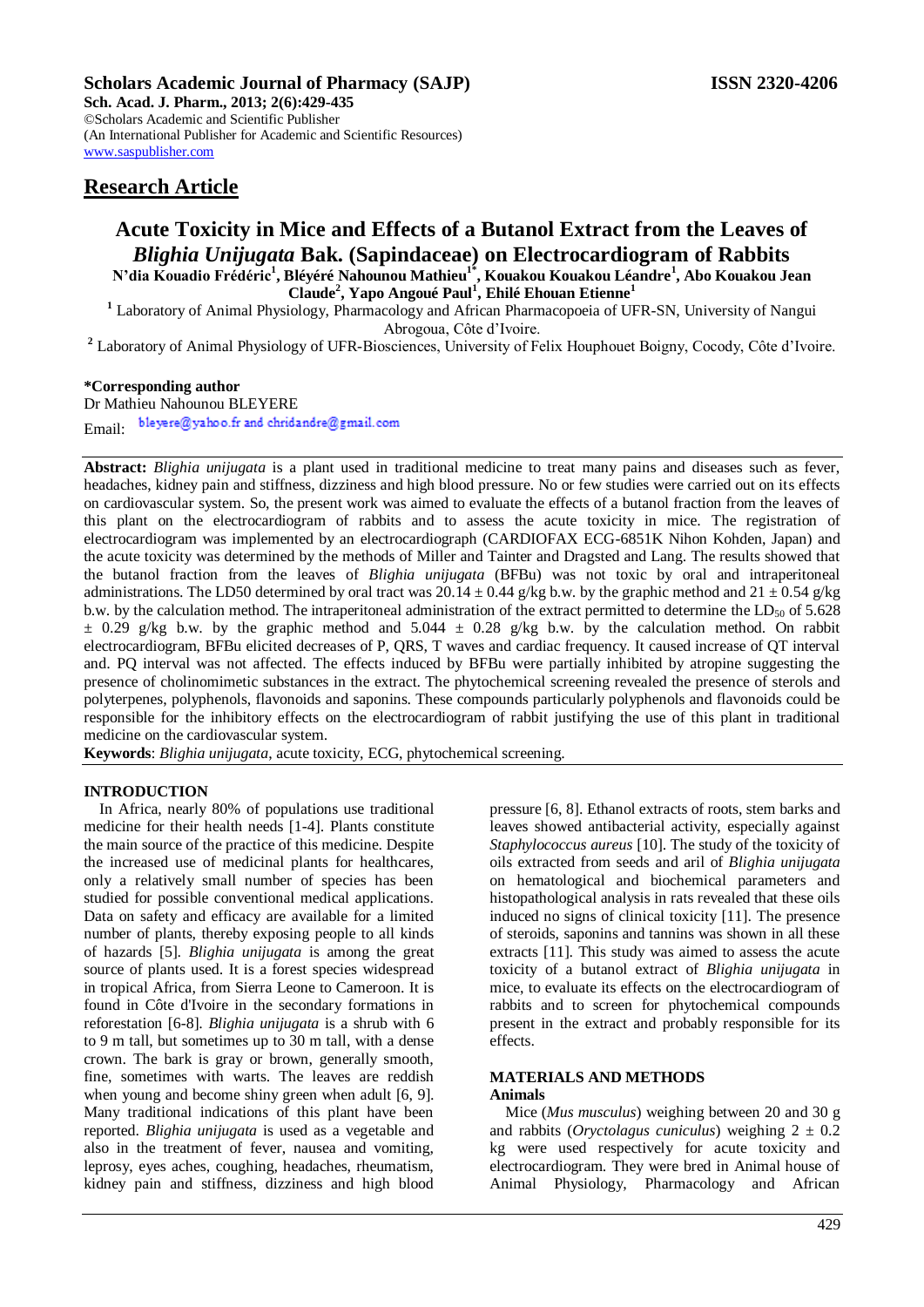# Research Article

# Acute Toxicity in Mice and Effects of a Butanol Extract from the Leaves of *Blighia Unijugata* Bak. (Sapindaceae) on Electrocardiogram of Rabbits

**N'dia Kouadio Frédéric[1], Bléyéré Nahounou Mathieu[1*], Kouakou Kouakou Léandre[1], Abo Kouakou Jean Claude[2], Yapo Angoué Paul[1], Ehilé Ehouan Etienne[1]**

[1] Laboratory of Animal Physiology, Pharmacology and African Pharmacopoeia of UFR-SN, University of Nangui Abrogoua, Côte d'Ivoire.

[2] Laboratory of Animal Physiology of UFR-Biosciences, University of Felix Houphouet Boigny, Cocody, Côte d'Ivoire.

**\*Corresponding author**
Dr Mathieu Nahounou BLEYERE
Email: bleyere@yahoo.fr and chridandre@gmail.com

**Abstract:** *Blighia unijugata* is a plant used in traditional medicine to treat many pains and diseases such as fever, headaches, kidney pain and stiffness, dizziness and high blood pressure. No or few studies were carried out on its effects on cardiovascular system. So, the present work was aimed to evaluate the effects of a butanol fraction from the leaves of this plant on the electrocardiogram of rabbits and to screen the acute toxicity in mice. The registration of electrocardiogram was implemented by an electrocardiograph (CARDIOFAX ECG-6851K Nihon Kohden, Japan) and the acute toxicity was determined by the methods of Miller and Tainter and Dragsted and Lang. The results showed that the butanol fraction from the leaves of *Blighia unijugata* (BFBu) was not toxic by oral and intraperitoneal administrations. The LD50 determined by oral tract was $20.14 \pm 0.44$ g/kg b.w. by the graphic method and $21 \pm 0.54$ g/kg b.w. by the calculation method. The intraperitoneal administration of the extract permitted to determine the $LD_{50}$ of 5.628 $\pm$ 0.29 g/kg b.w. by the graphic method and $5.044 \pm 0.28$ g/kg b.w. by the calculation method. On rabbit electrocardiogram, BFBu elicited decreases of P, QRS, T waves and cardiac frequency. It caused increase of QT interval and. PQ interval was not affected. The effects induced by BFBu were partially inhibited by atropine suggesting the presence of cholinomimetic substances in the extract. The phytochemical screening revealed the presence of sterols and polyterpenes, polyphenols, flavonoids and saponins. These compounds particularly polyphenols and flavonoids could be responsible for the inhibitory effects on the electrocardiogram of rabbit justifying the use of this plant in traditional medicine on the cardiovascular system.

**Keywords**: *Blighia unijugata*, acute toxicity, ECG, phytochemical screening.

## INTRODUCTION

In Africa, nearly 80% of populations use traditional medicine for their health needs [1-4]. Plants constitute the main source of the practice of this medicine. Despite the increased use of medicinal plants for healthcares, only a relatively small number of species has been studied for possible conventional medical applications. Data on safety and efficacy are available for a limited number of plants, thereby exposing people to all kinds of hazards [5]. *Blighia unijugata* is among the great source of plants used. It is a forest species widespread in tropical Africa, from Sierra Leone to Cameroon. It is found in Côte d'Ivoire in the secondary formations in reforestation [6-8]. *Blighia unijugata* is a shrub with 6 to 9 m tall, but sometimes up to 30 m tall, with a dense crown. The bark is gray or brown, generally smooth, fine, sometimes with warts. The leaves are reddish when young and become shiny green when adult [6, 9]. Many traditional indications of this plant have been reported. *Blighia unijugata* is used as a vegetable and also in the treatment of fever, nausea and vomiting, leprosy, eyes aches, coughing, headaches, rheumatism, kidney pain and stiffness, dizziness and high blood pressure [6, 8]. Ethanol extracts of roots, stem barks and leaves showed antibacterial activity, especially against *Staphylococcus aureus* [10]. The study of the toxicity of oils extracted from seeds and aril of *Blighia unijugata* on hematological and biochemical parameters and histopathological analysis in rats revealed that these oils induced no signs of clinical toxicity [11]. The presence of steroids, saponins and tannins was shown in all these extracts [11]. This study was aimed to assess the acute toxicity of a butanol extract of *Blighia unijugata* in mice, to evaluate its effects on the electrocardiogram of rabbits and to screen for phytochemical compounds present in the extract and probably responsible for its effects.

## MATERIALS AND METHODS

### Animals

Mice (*Mus musculus*) weighing between 20 and 30 g and rabbits (*Oryctolagus cuniculus*) weighing $2 \pm 0.2$ kg were used respectively for acute toxicity and electrocardiogram. They were bred in Animal house of Animal Physiology, Pharmacology and African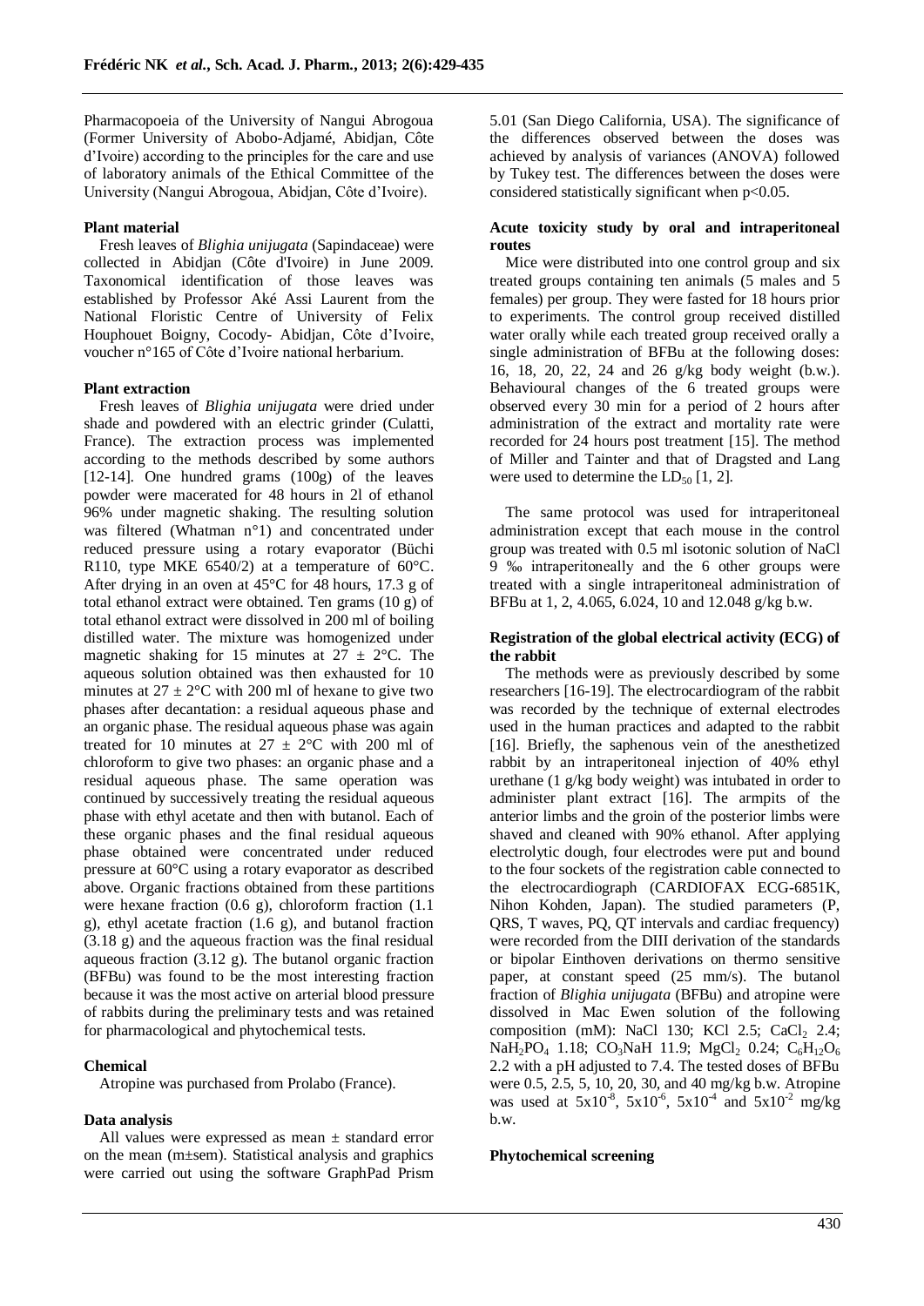Pharmacopoeia of the University of Nangui Abrogoua (Former University of Abobo-Adjamé, Abidjan, Côte d'Ivoire) according to the principles for the care and use of laboratory animals of the Ethical Committee of the University (Nangui Abrogoua, Abidjan, Côte d'Ivoire).

**Plant material**

Fresh leaves of *Blighia unijugata* (Sapindaceae) were collected in Abidjan (Côte d'Ivoire) in June 2009. Taxonomical identification of those leaves was established by Professor Aké Assi Laurent from the National Floristic Centre of University of Felix Houphouet Boigny, Cocody- Abidjan, Côte d'Ivoire, voucher n°165 of Côte d'Ivoire national herbarium.

**Plant extraction**

Fresh leaves of *Blighia unijugata* were dried under shade and powdered with an electric grinder (Culatti, France). The extraction process was implemented according to the methods described by some authors [12-14]. One hundred grams (100g) of the leaves powder were macerated for 48 hours in 2l of ethanol 96% under magnetic shaking. The resulting solution was filtered (Whatman n°1) and concentrated under reduced pressure using a rotary evaporator (Büchi R110, type MKE 6540/2) at a temperature of 60°C. After drying in an oven at 45°C for 48 hours, 17.3 g of total ethanol extract were obtained. Ten grams (10 g) of total ethanol extract were dissolved in 200 ml of boiling distilled water. The mixture was homogenized under magnetic shaking for 15 minutes at 27 ± 2°C. The aqueous solution obtained was then exhausted for 10 minutes at 27 ± 2°C with 200 ml of hexane to give two phases after decantation: a residual aqueous phase and an organic phase. The residual aqueous phase was again treated for 10 minutes at 27 ± 2°C with 200 ml of chloroform to give two phases: an organic phase and a residual aqueous phase. The same operation was continued by successively treating the residual aqueous phase with ethyl acetate and then with butanol. Each of these organic phases and the final residual aqueous phase obtained were concentrated under reduced pressure at 60°C using a rotary evaporator as described above. Organic fractions obtained from these partitions were hexane fraction (0.6 g), chloroform fraction (1.1 g), ethyl acetate fraction (1.6 g), and butanol fraction (3.18 g) and the aqueous fraction was the final residual aqueous fraction (3.12 g). The butanol organic fraction (BFBu) was found to be the most interesting fraction because it was the most active on arterial blood pressure of rabbits during the preliminary tests and was retained for pharmacological and phytochemical tests.

**Chemical**

Atropine was purchased from Prolabo (France).

**Data analysis**

All values were expressed as mean ± standard error on the mean (m±sem). Statistical analysis and graphics were carried out using the software GraphPad Prism 5.01 (San Diego California, USA). The significance of the differences observed between the doses was achieved by analysis of variances (ANOVA) followed by Tukey test. The differences between the doses were considered statistically significant when $p<0.05$.

**Acute toxicity study by oral and intraperitoneal routes**

Mice were distributed into one control group and six treated groups containing ten animals (5 males and 5 females) per group. They were fasted for 18 hours prior to experiments. The control group received distilled water orally while each treated group received orally a single administration of BFBu at the following doses: 16, 18, 20, 22, 24 and 26 g/kg body weight (b.w.). Behavioural changes of the 6 treated groups were observed every 30 min for a period of 2 hours after administration of the extract and mortality rate were recorded for 24 hours post treatment [15]. The method of Miller and Tainter and that of Dragsted and Lang were used to determine the $LD_{50}$ [1, 2].

The same protocol was used for intraperitoneal administration except that each mouse in the control group was treated with 0.5 ml isotonic solution of NaCl 9 ‰ intraperitoneally and the 6 other groups were treated with a single intraperitoneal administration of BFBu at 1, 2, 4.065, 6.024, 10 and 12.048 g/kg b.w.

**Registration of the global electrical activity (ECG) of the rabbit**

The methods were as previously described by some researchers [16-19]. The electrocardiogram of the rabbit was recorded by the technique of external electrodes used in the human practices and adapted to the rabbit [16]. Briefly, the saphenous vein of the anesthetized rabbit by an intraperitoneal injection of 40% ethyl urethane (1 g/kg body weight) was intubated in order to administer plant extract [16]. The armpits of the anterior limbs and the groin of the posterior limbs were shaved and cleaned with 90% ethanol. After applying electrolytic dough, four electrodes were put and bound to the four sockets of the registration cable connected to the electrocardiograph (CARDIOFAX ECG-6851K, Nihon Kohden, Japan). The studied parameters (P, QRS, T waves, PQ, QT intervals and cardiac frequency) were recorded from the DIII derivation of the standards or bipolar Einthoven derivations on thermo sensitive paper, at constant speed (25 mm/s). The butanol fraction of *Blighia unijugata* (BFBu) and atropine were dissolved in Mac Ewen solution of the following composition (mM): NaCl 130; KCl 2.5; $CaCl_2$ 2.4; $NaH_2PO_4$ 1.18; $CO_3NaH$ 11.9; $MgCl_2$ 0.24; $C_6H_{12}O_6$ 2.2 with a pH adjusted to 7.4. The tested doses of BFBu were 0.5, 2.5, 5, 10, 20, 30, and 40 mg/kg b.w. Atropine was used at $5x10^{-8}$, $5x10^{-6}$, $5x10^{-4}$ and $5x10^{-2}$ mg/kg b.w.

**Phytochemical screening**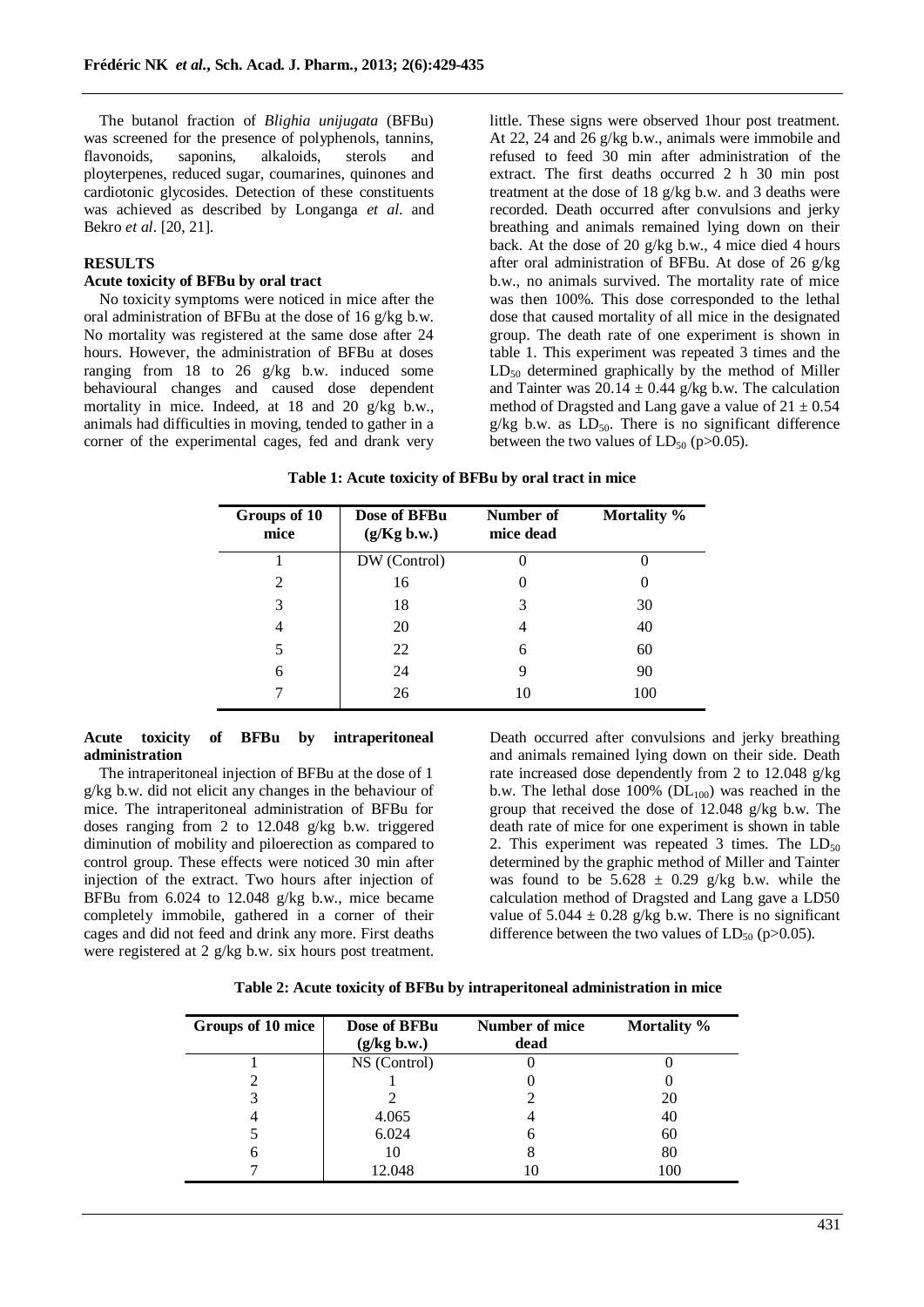The butanol fraction of *Blighia unijugata* (BFBu) was screened for the presence of polyphenols, tannins, flavonoids, saponins, alkaloids, sterols and ployterpenes, reduced sugar, coumarines, quinones and cardiotonic glycosides. Detection of these constituents was achieved as described by Longanga *et al*. and Bekro *et al*. [20, 21].

## RESULTS

### Acute toxicity of BFBu by oral tract

No toxicity symptoms were noticed in mice after the oral administration of BFBu at the dose of 16 g/kg b.w. No mortality was registered at the same dose after 24 hours. However, the administration of BFBu at doses ranging from 18 to 26 g/kg b.w. induced some behavioural changes and caused dose dependent mortality in mice. Indeed, at 18 and 20 g/kg b.w., animals had difficulties in moving, tended to gather in a corner of the experimental cages, fed and drank very little. These signs were observed 1hour post treatment. At 22, 24 and 26 g/kg b.w., animals were immobile and refused to feed 30 min after administration of the extract. The first deaths occurred 2 h 30 min post treatment at the dose of 18 g/kg b.w. and 3 deaths were recorded. Death occurred after convulsions and jerky breathing and animals remained lying down on their back. At the dose of 20 g/kg b.w., 4 mice died 4 hours after oral administration of BFBu. At dose of 26 g/kg b.w., no animals survived. The mortality rate of mice was then 100%. This dose corresponded to the lethal dose that caused mortality of all mice in the designated group. The death rate of one experiment is shown in table 1. This experiment was repeated 3 times and the $LD_{50}$ determined graphically by the method of Miller and Tainter was $20.14 \pm 0.44$ g/kg b.w. The calculation method of Dragsted and Lang gave a value of $21 \pm 0.54$ g/kg b.w. as $LD_{50}$. There is no significant difference between the two values of $LD_{50}$ ($p>0.05$).

**Table 1: Acute toxicity of BFBu by oral tract in mice**

| Groups of 10 mice | Dose of BFBu (g/Kg b.w.) | Number of mice dead | Mortality % |
|---|---|---|---|
| 1 | DW (Control) | 0 | 0 |
| 2 | 16 | 0 | 0 |
| 3 | 18 | 3 | 30 |
| 4 | 20 | 4 | 40 |
| 5 | 22 | 6 | 60 |
| 6 | 24 | 9 | 90 |
| 7 | 26 | 10 | 100 |

### Acute toxicity of BFBu by intraperitoneal administration

The intraperitoneal injection of BFBu at the dose of 1 g/kg b.w. did not elicit any changes in the behaviour of mice. The intraperitoneal administration of BFBu for doses ranging from 2 to 12.048 g/kg b.w. triggered diminution of mobility and piloerection as compared to control group. These effects were noticed 30 min after injection of the extract. Two hours after injection of BFBu from 6.024 to 12.048 g/kg b.w., mice became completely immobile, gathered in a corner of their cages and did not feed and drink any more. First deaths were registered at 2 g/kg b.w. six hours post treatment. Death occurred after convulsions and jerky breathing and animals remained lying down on their side. Death rate increased dose dependently from 2 to 12.048 g/kg b.w. The lethal dose 100% ($DL_{100}$) was reached in the group that received the dose of 12.048 g/kg b.w. The death rate of mice for one experiment is shown in table 2. This experiment was repeated 3 times. The $LD_{50}$ determined by the graphic method of Miller and Tainter was found to be $5.628 \pm 0.29$ g/kg b.w. while the calculation method of Dragsted and Lang gave a LD50 value of $5.044 \pm 0.28$ g/kg b.w. There is no significant difference between the two values of $LD_{50}$ ($p>0.05$).

**Table 2: Acute toxicity of BFBu by intraperitoneal administration in mice**

| Groups of 10 mice | Dose of BFBu (g/kg b.w.) | Number of mice dead | Mortality % |
|---|---|---|---|
| 1 | NS (Control) | 0 | 0 |
| 2 | 1 | 0 | 0 |
| 3 | 2 | 2 | 20 |
| 4 | 4.065 | 4 | 40 |
| 5 | 6.024 | 6 | 60 |
| 6 | 10 | 8 | 80 |
| 7 | 12.048 | 10 | 100 |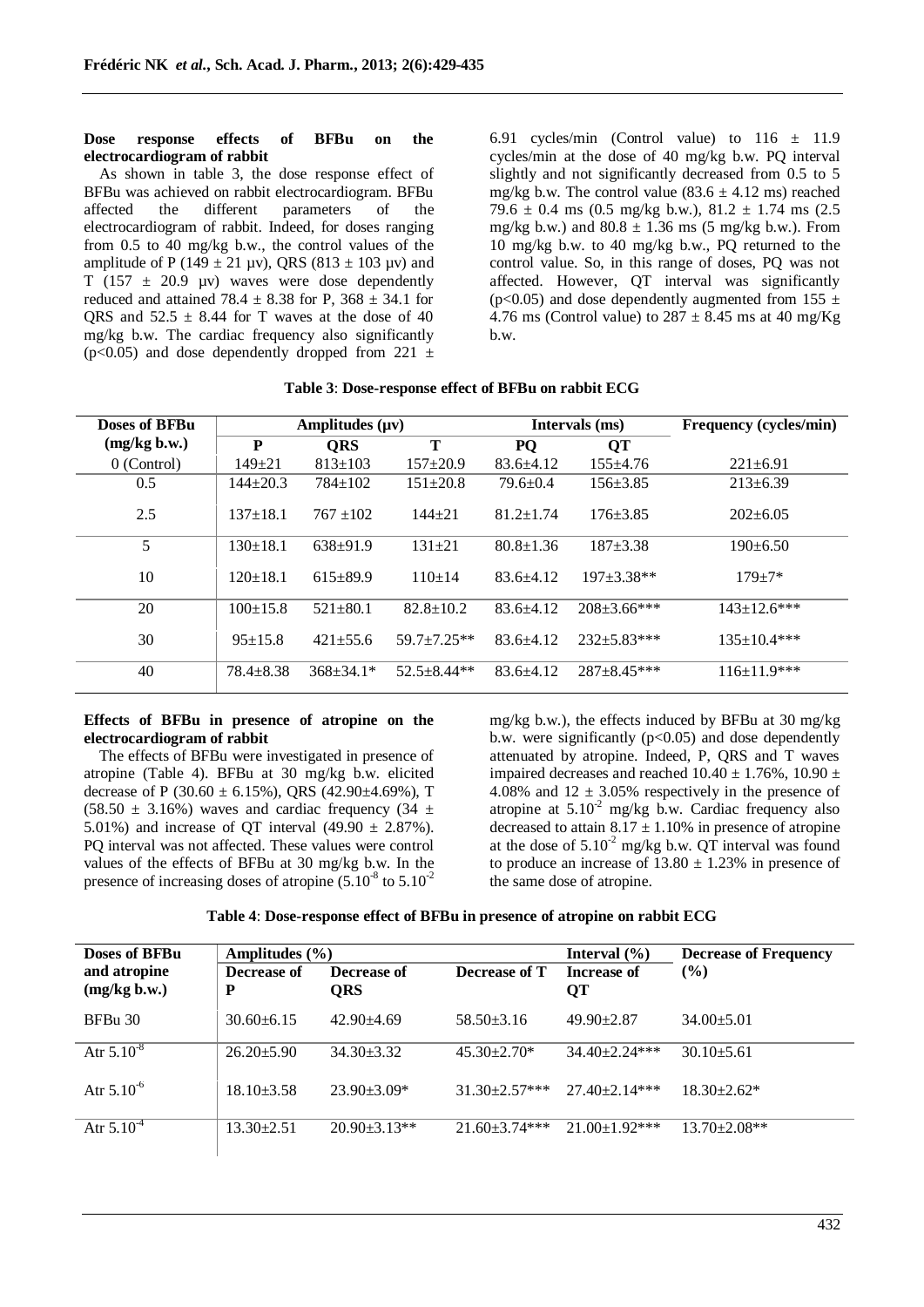**Dose response effects of BFBu on the electrocardiogram of rabbit**

As shown in table 3, the dose response effect of BFBu was achieved on rabbit electrocardiogram. BFBu affected the different parameters of the electrocardiogram of rabbit. Indeed, for doses ranging from 0.5 to 40 mg/kg b.w., the control values of the amplitude of P (149 ± 21 µv), QRS (813 ± 103 µv) and T (157 ± 20.9 µv) waves were dose dependently reduced and attained 78.4 ± 8.38 for P, 368 ± 34.1 for QRS and 52.5 ± 8.44 for T waves at the dose of 40 mg/kg b.w. The cardiac frequency also significantly ($p<0.05$) and dose dependently dropped from 221 ± 6.91 cycles/min (Control value) to 116 ± 11.9 cycles/min at the dose of 40 mg/kg b.w. PQ interval slightly and not significantly decreased from 0.5 to 5 mg/kg b.w. The control value (83.6 ± 4.12 ms) reached 79.6 ± 0.4 ms (0.5 mg/kg b.w.), 81.2 ± 1.74 ms (2.5 mg/kg b.w.) and 80.8 ± 1.36 ms (5 mg/kg b.w.). From 10 mg/kg b.w. to 40 mg/kg b.w., PQ returned to the control value. So, in this range of doses, PQ was not affected. However, QT interval was significantly ($p<0.05$) and dose dependently augmented from 155 ± 4.76 ms (Control value) to 287 ± 8.45 ms at 40 mg/Kg b.w.

**Table 3**: **Dose-response effect of BFBu on rabbit ECG**

| Doses of BFBu (mg/kg b.w.) | Amplitudes (µv) | | | Intervals (ms) | | Frequency (cycles/min) |
|---|---|---|---|---|---|---|
| | P | QRS | T | PQ | QT | |
| 0 (Control) | 149±21 | 813±103 | 157±20.9 | 83.6±4.12 | 155±4.76 | 221±6.91 |
| 0.5 | 144±20.3 | 784±102 | 151±20.8 | 79.6±0.4 | 156±3.85 | 213±6.39 |
| 2.5 | 137±18.1 | 767 ±102 | 144±21 | 81.2±1.74 | 176±3.85 | 202±6.05 |
| 5 | 130±18.1 | 638±91.9 | 131±21 | 80.8±1.36 | 187±3.38 | 190±6.50 |
| 10 | 120±18.1 | 615±89.9 | 110±14 | 83.6±4.12 | 197±3.38** | 179±7* |
| 20 | 100±15.8 | 521±80.1 | 82.8±10.2 | 83.6±4.12 | 208±3.66*** | 143±12.6*** |
| 30 | 95±15.8 | 421±55.6 | 59.7±7.25** | 83.6±4.12 | 232±5.83*** | 135±10.4*** |
| 40 | 78.4±8.38 | 368±34.1* | 52.5±8.44** | 83.6±4.12 | 287±8.45*** | 116±11.9*** |

**Effects of BFBu in presence of atropine on the electrocardiogram of rabbit**

The effects of BFBu were investigated in presence of atropine (Table 4). BFBu at 30 mg/kg b.w. elicited decrease of P (30.60 ± 6.15%), QRS (42.90±4.69%), T (58.50 ± 3.16%) waves and cardiac frequency (34 ± 5.01%) and increase of QT interval (49.90 ± 2.87%). PQ interval was not affected. These values were control values of the effects of BFBu at 30 mg/kg b.w. In the presence of increasing doses of atropine ($5.10^{-8}$ to $5.10^{-2}$ mg/kg b.w.), the effects induced by BFBu at 30 mg/kg b.w. were significantly ($p<0.05$) and dose dependently attenuated by atropine. Indeed, P, QRS and T waves impaired decreases and reached 10.40 ± 1.76%, 10.90 ± 4.08% and 12 ± 3.05% respectively in the presence of atropine at $5.10^{-2}$ mg/kg b.w. Cardiac frequency also decreased to attain 8.17 ± 1.10% in presence of atropine at the dose of $5.10^{-2}$ mg/kg b.w. QT interval was found to produce an increase of 13.80 ± 1.23% in presence of the same dose of atropine.

**Table 4**: **Dose-response effect of BFBu in presence of atropine on rabbit ECG**

| Doses of BFBu and atropine (mg/kg b.w.) | Amplitudes (%) | | | Interval (%) | Decrease of Frequency (%) |
|---|---|---|---|---|---|
| | Decrease of P | Decrease of QRS | Decrease of T | Increase of QT | |
| BFBu 30 | 30.60±6.15 | 42.90±4.69 | 58.50±3.16 | 49.90±2.87 | 34.00±5.01 |
| Atr $5.10^{-8}$ | 26.20±5.90 | 34.30±3.32 | 45.30±2.70* | 34.40±2.24*** | 30.10±5.61 |
| Atr $5.10^{-6}$ | 18.10±3.58 | 23.90±3.09* | 31.30±2.57*** | 27.40±2.14*** | 18.30±2.62* |
| Atr $5.10^{-4}$ | 13.30±2.51 | 20.90±3.13** | 21.60±3.74*** | 21.00±1.92*** | 13.70±2.08** |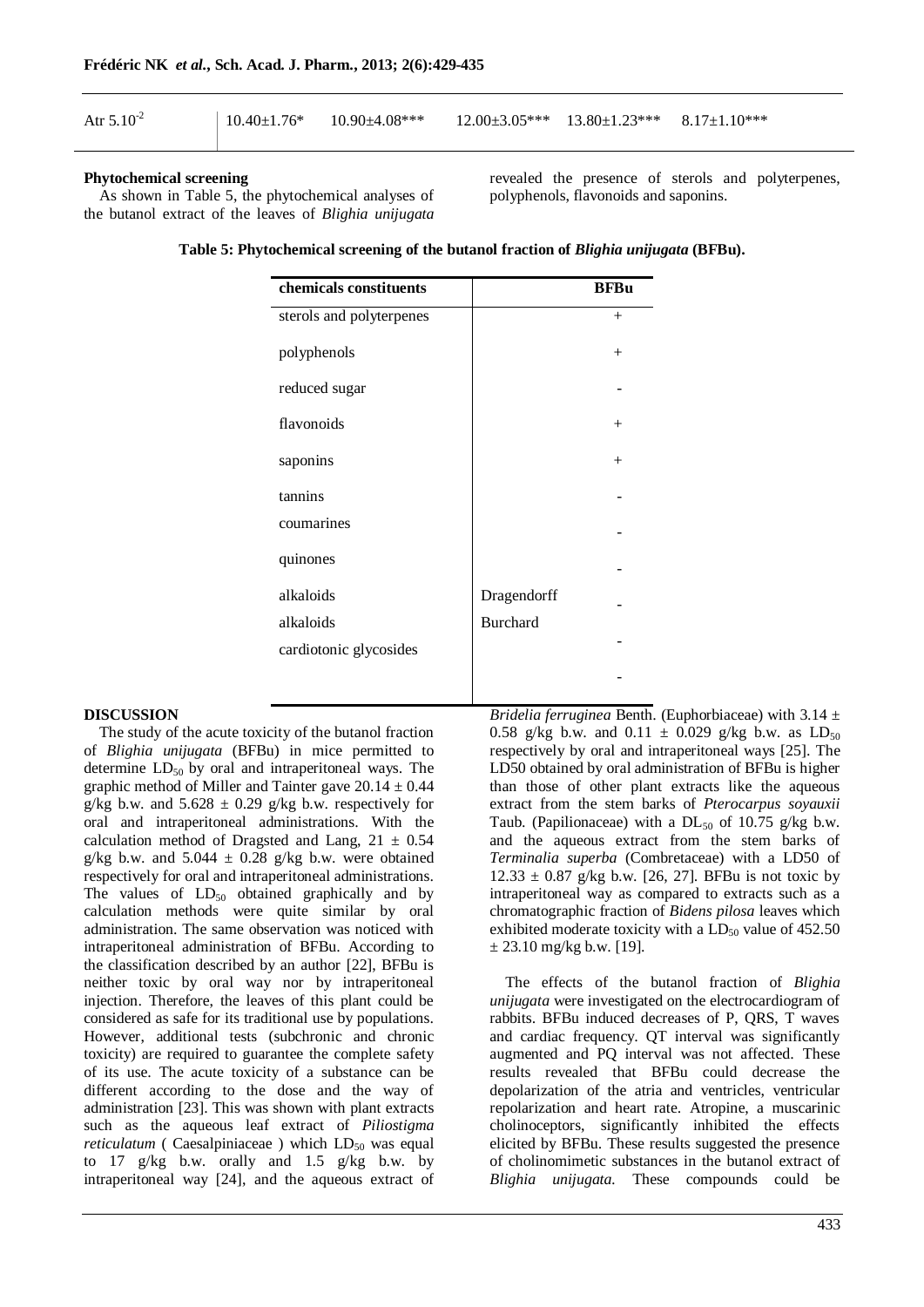| Atr $5.10^{-2}$ | 10.40±1.76* | 10.90±4.08*** | 12.00±3.05*** | 13.80±1.23*** | 8.17±1.10*** |
|---|---|---|---|---|---|

**Phytochemical screening**

As shown in Table 5, the phytochemical analyses of the butanol extract of the leaves of *Blighia unijugata* revealed the presence of sterols and polyterpenes, polyphenols, flavonoids and saponins.

**Table 5: Phytochemical screening of the butanol fraction of *Blighia unijugata* (BFBu).**

| chemicals constituents | | BFBu |
|---|---|---|
| sterols and polyterpenes | | + |
| polyphenols | | + |
| reduced sugar | | - |
| flavonoids | | + |
| saponins | | + |
| tannins | | - |
| coumarines | | - |
| quinones | | - |
| alkaloids | Dragendorff | - |
| alkaloids | Burchard | - |
| cardiotonic glycosides | | - |

**DISCUSSION**

The study of the acute toxicity of the butanol fraction of *Blighia unijugata* (BFBu) in mice permitted to determine $LD_{50}$ by oral and intraperitoneal ways. The graphic method of Miller and Tainter gave $20.14 \pm 0.44$ g/kg b.w. and $5.628 \pm 0.29$ g/kg b.w. respectively for oral and intraperitoneal administrations. With the calculation method of Dragsted and Lang, $21 \pm 0.54$ g/kg b.w. and $5.044 \pm 0.28$ g/kg b.w. were obtained respectively for oral and intraperitoneal administrations. The values of $LD_{50}$ obtained graphically and by calculation methods were quite similar by oral administration. The same observation was noticed with intraperitoneal administration of BFBu. According to the classification described by an author [22], BFBu is neither toxic by oral way nor by intraperitoneal injection. Therefore, the leaves of this plant could be considered as safe for its traditional use by populations. However, additional tests (subchronic and chronic toxicity) are required to guarantee the complete safety of its use. The acute toxicity of a substance can be different according to the dose and the way of administration [23]. This was shown with plant extracts such as the aqueous leaf extract of *Piliostigma reticulatum* ( Caesalpiniaceae ) which $LD_{50}$ was equal to 17 g/kg b.w. orally and 1.5 g/kg b.w. by intraperitoneal way [24], and the aqueous extract of *Bridelia ferruginea* Benth. (Euphorbiaceae) with $3.14 \pm 0.58$ g/kg b.w. and $0.11 \pm 0.029$ g/kg b.w. as $LD_{50}$ respectively by oral and intraperitoneal ways [25]. The LD50 obtained by oral administration of BFBu is higher than those of other plant extracts like the aqueous extract from the stem barks of *Pterocarpus soyauxii* Taub. (Papilionaceae) with a $DL_{50}$ of 10.75 g/kg b.w. and the aqueous extract from the stem barks of *Terminalia superba* (Combretaceae) with a LD50 of $12.33 \pm 0.87$ g/kg b.w. [26, 27]. BFBu is not toxic by intraperitoneal way as compared to extracts such as a chromatographic fraction of *Bidens pilosa* leaves which exhibited moderate toxicity with a $LD_{50}$ value of $452.50 \pm 23.10$ mg/kg b.w. [19].

The effects of the butanol fraction of *Blighia unijugata* were investigated on the electrocardiogram of rabbits. BFBu induced decreases of P, QRS, T waves and cardiac frequency. QT interval was significantly augmented and PQ interval was not affected. These results revealed that BFBu could decrease the depolarization of the atria and ventricles, ventricular repolarization and heart rate. Atropine, a muscarinic cholinoceptors, significantly inhibited the effects elicited by BFBu. These results suggested the presence of cholinomimetic substances in the butanol extract of *Blighia unijugata.* These compounds could be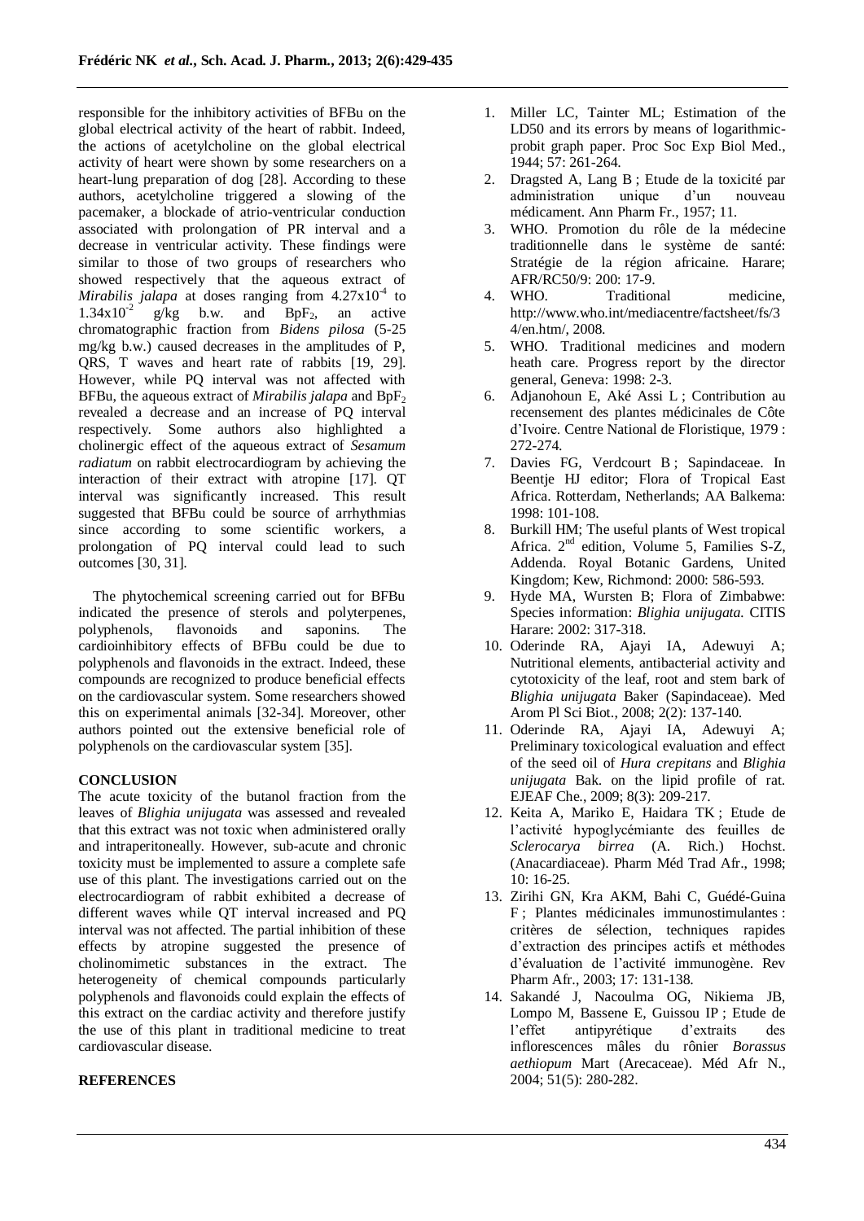responsible for the inhibitory activities of BFBu on the global electrical activity of the heart of rabbit. Indeed, the actions of acetylcholine on the global electrical activity of heart were shown by some researchers on a heart-lung preparation of dog [28]. According to these authors, acetylcholine triggered a slowing of the pacemaker, a blockade of atrio-ventricular conduction associated with prolongation of PR interval and a decrease in ventricular activity. These findings were similar to those of two groups of researchers who showed respectively that the aqueous extract of *Mirabilis jalapa* at doses ranging from $4.27x10^{-4}$ to $1.34x10^{-2}$ g/kg b.w. and $BpF_2$, an active chromatographic fraction from *Bidens pilosa* (5-25 mg/kg b.w.) caused decreases in the amplitudes of P, QRS, T waves and heart rate of rabbits [19, 29]. However, while PQ interval was not affected with BFBu, the aqueous extract of *Mirabilis jalapa* and $BpF_2$ revealed a decrease and an increase of PQ interval respectively. Some authors also highlighted a cholinergic effect of the aqueous extract of *Sesamum radiatum* on rabbit electrocardiogram by achieving the interaction of their extract with atropine [17]. QT interval was significantly increased. This result suggested that BFBu could be source of arrhythmias since according to some scientific workers, a prolongation of PQ interval could lead to such outcomes [30, 31].

The phytochemical screening carried out for BFBu indicated the presence of sterols and polyterpenes, polyphenols, flavonoids and saponins. The cardioinhibitory effects of BFBu could be due to polyphenols and flavonoids in the extract. Indeed, these compounds are recognized to produce beneficial effects on the cardiovascular system. Some researchers showed this on experimental animals [32-34]. Moreover, other authors pointed out the extensive beneficial role of polyphenols on the cardiovascular system [35].

## CONCLUSION

The acute toxicity of the butanol fraction from the leaves of *Blighia unijugata* was assessed and revealed that this extract was not toxic when administered orally and intraperitoneally. However, sub-acute and chronic toxicity must be implemented to assure a complete safe use of this plant. The investigations carried out on the electrocardiogram of rabbit exhibited a decrease of different waves while QT interval increased and PQ interval was not affected. The partial inhibition of these effects by atropine suggested the presence of cholinomimetic substances in the extract. The heterogeneity of chemical compounds particularly polyphenols and flavonoids could explain the effects of this extract on the cardiac activity and therefore justify the use of this plant in traditional medicine to treat cardiovascular disease.

## REFERENCES

1. Miller LC, Tainter ML; Estimation of the LD50 and its errors by means of logarithmic-probit graph paper. Proc Soc Exp Biol Med., 1944; 57: 261-264.
2. Dragsted A, Lang B ; Etude de la toxicité par administration unique d'un nouveau médicament. Ann Pharm Fr., 1957; 11.
3. WHO. Promotion du rôle de la médecine traditionnelle dans le système de santé: Stratégie de la région africaine. Harare; AFR/RC50/9: 200: 17-9.
4. WHO. Traditional medicine, http://www.who.int/mediacentre/factsheet/fs/34/en.htm/, 2008.
5. WHO. Traditional medicines and modern heath care. Progress report by the director general, Geneva: 1998: 2-3.
6. Adjanohoun E, Aké Assi L ; Contribution au recensement des plantes médicinales de Côte d'Ivoire. Centre National de Floristique, 1979 : 272-274.
7. Davies FG, Verdcourt B ; Sapindaceae. In Beentje HJ editor; Flora of Tropical East Africa. Rotterdam, Netherlands; AA Balkema: 1998: 101-108.
8. Burkill HM; The useful plants of West tropical Africa. 2nd edition, Volume 5, Families S-Z, Addenda. Royal Botanic Gardens, United Kingdom; Kew, Richmond: 2000: 586-593.
9. Hyde MA, Wursten B; Flora of Zimbabwe: Species information: *Blighia unijugata.* CITIS Harare: 2002: 317-318.
10. Oderinde RA, Ajayi IA, Adewuyi A; Nutritional elements, antibacterial activity and cytotoxicity of the leaf, root and stem bark of *Blighia unijugata* Baker (Sapindaceae). Med Arom Pl Sci Biot., 2008; 2(2): 137-140.
11. Oderinde RA, Ajayi IA, Adewuyi A; Preliminary toxicological evaluation and effect of the seed oil of *Hura crepitans* and *Blighia unijugata* Bak. on the lipid profile of rat. EJEAF Che., 2009; 8(3): 209-217.
12. Keita A, Mariko E, Haidara TK ; Etude de l'activité hypoglycémiante des feuilles de *Sclerocarya birrea* (A. Rich.) Hochst. (Anacardiaceae). Pharm Méd Trad Afr., 1998; 10: 16-25.
13. Zirihi GN, Kra AKM, Bahi C, Guédé-Guina F ; Plantes médicinales immunostimulantes : critères de sélection, techniques rapides d'extraction des principes actifs et méthodes d'évaluation de l'activité immunogène. Rev Pharm Afr., 2003; 17: 131-138.
14. Sakandé J, Nacoulma OG, Nikiema JB, Lompo M, Bassene E, Guissou IP ; Etude de l'effet antipyrétique d'extraits des inflorescences mâles du rônier *Borassus aethiopum* Mart (Arecaceae). Méd Afr N., 2004; 51(5): 280-282.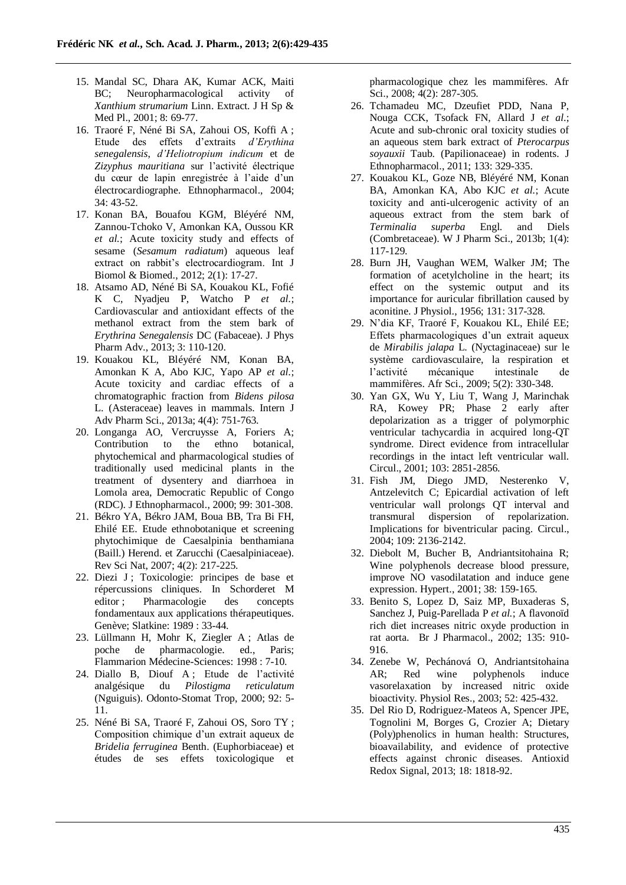15. Mandal SC, Dhara AK, Kumar ACK, Maiti BC; Neuropharmacological activity of *Xanthium strumarium* Linn. Extract. J H Sp & Med Pl., 2001; 8: 69-77.
16. Traoré F, Néné Bi SA, Zahoui OS, Koffi A ; Etude des effets d'extraits *d'Erythina senegalensis, d'Heliotropium indicum* et de *Zizyphus mauritiana* sur l'activité électrique du cœur de lapin enregistrée à l'aide d'un électrocardiographe. Ethnopharmacol., 2004; 34: 43-52.
17. Konan BA, Bouafou KGM, Bléyéré NM, Zannou-Tchoko V, Amonkan KA, Oussou KR *et al.*; Acute toxicity study and effects of sesame (*Sesamum radiatum*) aqueous leaf extract on rabbit's electrocardiogram. Int J Biomol & Biomed., 2012; 2(1): 17-27.
18. Atsamo AD, Néné Bi SA, Kouakou KL, Fofié K C, Nyadjeu P, Watcho P *et al.*; Cardiovascular and antioxidant effects of the methanol extract from the stem bark of *Erythrina Senegalensis* DC (Fabaceae). J Phys Pharm Adv., 2013; 3: 110-120.
19. Kouakou KL, Bléyéré NM, Konan BA, Amonkan K A, Abo KJC, Yapo AP *et al.*; Acute toxicity and cardiac effects of a chromatographic fraction from *Bidens pilosa* L. (Asteraceae) leaves in mammals. Intern J Adv Pharm Sci., 2013a; 4(4): 751-763.
20. Longanga AO, Vercruysse A, Foriers A; Contribution to the ethno botanical, phytochemical and pharmacological studies of traditionally used medicinal plants in the treatment of dysentery and diarrhoea in Lomola area, Democratic Republic of Congo (RDC). J Ethnopharmacol., 2000; 99: 301-308.
21. Békro YA, Békro JAM, Boua BB, Tra Bi FH, Ehilé EE. Etude ethnobotanique et screening phytochimique de Caesalpinia benthamiana (Baill.) Herend. et Zarucchi (Caesalpiniaceae). Rev Sci Nat, 2007; 4(2): 217-225.
22. Diezi J ; Toxicologie: principes de base et répercussions cliniques. In Schorderet M editor ; Pharmacologie des concepts fondamentaux aux applications thérapeutiques. Genève; Slatkine: 1989 : 33-44.
23. Lüllmann H, Mohr K, Ziegler A ; Atlas de poche de pharmacologie. ed., Paris; Flammarion Médecine-Sciences: 1998 : 7-10.
24. Diallo B, Diouf A ; Etude de l'activité analgésique du *Pilostigma reticulatum* (Nguiguis). Odonto-Stomat Trop, 2000; 92: 5-11.
25. Néné Bi SA, Traoré F, Zahoui OS, Soro TY ; Composition chimique d'un extrait aqueux de *Bridelia ferruginea* Benth. (Euphorbiaceae) et études de ses effets toxicologique et pharmacologique chez les mammifères. Afr Sci., 2008; 4(2): 287-305.
26. Tchamadeu MC, Dzeufiet PDD, Nana P, Nouga CCK, Tsofack FN, Allard J *et al.*; Acute and sub-chronic oral toxicity studies of an aqueous stem bark extract of *Pterocarpus soyauxii* Taub. (Papilionaceae) in rodents. J Ethnopharmacol., 2011; 133: 329-335.
27. Kouakou KL, Goze NB, Bléyéré NM, Konan BA, Amonkan KA, Abo KJC *et al.*; Acute toxicity and anti-ulcerogenic activity of an aqueous extract from the stem bark of *Terminalia superba* Engl. and Diels (Combretaceae). W J Pharm Sci., 2013b; 1(4): 117-129.
28. Burn JH, Vaughan WEM, Walker JM; The formation of acetylcholine in the heart; its effect on the systemic output and its importance for auricular fibrillation caused by aconitine. J Physiol., 1956; 131: 317-328.
29. N'dia KF, Traoré F, Kouakou KL, Ehilé EE; Effets pharmacologiques d'un extrait aqueux de *Mirabilis jalapa* L. (Nyctaginaceae) sur le système cardiovasculaire, la respiration et l'activité mécanique intestinale de mammifères. Afr Sci., 2009; 5(2): 330-348.
30. Yan GX, Wu Y, Liu T, Wang J, Marinchak RA, Kowey PR; Phase 2 early after depolarization as a trigger of polymorphic ventricular tachycardia in acquired long-QT syndrome. Direct evidence from intracellular recordings in the intact left ventricular wall. Circul., 2001; 103: 2851-2856.
31. Fish JM, Diego JMD, Nesterenko V, Antzelevitch C; Epicardial activation of left ventricular wall prolongs QT interval and transmural dispersion of repolarization. Implications for biventricular pacing. Circul., 2004; 109: 2136-2142.
32. Diebolt M, Bucher B, Andriantsitohaina R; Wine polyphenols decrease blood pressure, improve NO vasodilatation and induce gene expression. Hypert., 2001; 38: 159-165.
33. Benito S, Lopez D, Saiz MP, Buxaderas S, Sanchez J, Puig-Parellada P *et al.*; A flavonoïd rich diet increases nitric oxyde production in rat aorta. Br J Pharmacol., 2002; 135: 910-916.
34. Zenebe W, Pechánová O, Andriantsitohaina AR; Red wine polyphenols induce vasorelaxation by increased nitric oxide bioactivity. Physiol Res., 2003; 52: 425-432.
35. Del Rio D, Rodriguez-Mateos A, Spencer JPE, Tognolini M, Borges G, Crozier A; Dietary (Poly)phenolics in human health: Structures, bioavailability, and evidence of protective effects against chronic diseases. Antioxid Redox Signal, 2013; 18: 1818-92.